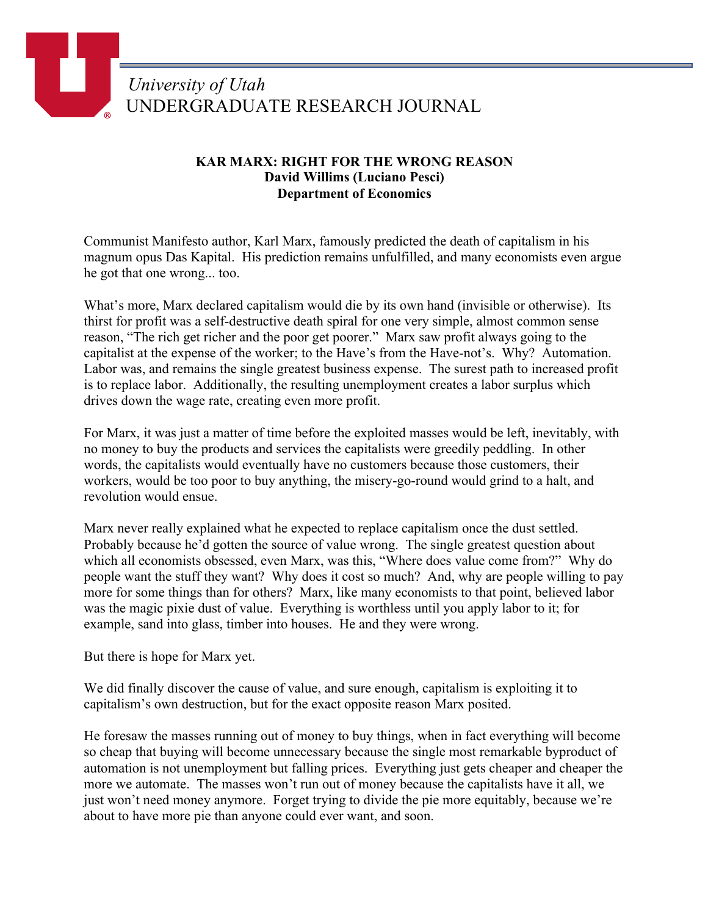University of Utah
UNDERGRADUATE RESEARCH JOURNAL

**KAR MARX: RIGHT FOR THE WRONG REASON**
**David Willims (Luciano Pesci)**
**Department of Economics**

Communist Manifesto author, Karl Marx, famously predicted the death of capitalism in his magnum opus Das Kapital. His prediction remains unfulfilled, and many economists even argue he got that one wrong... too.

What's more, Marx declared capitalism would die by its own hand (invisible or otherwise). Its thirst for profit was a self-destructive death spiral for one very simple, almost common sense reason, "The rich get richer and the poor get poorer." Marx saw profit always going to the capitalist at the expense of the worker; to the Have's from the Have-not's. Why? Automation. Labor was, and remains the single greatest business expense. The surest path to increased profit is to replace labor. Additionally, the resulting unemployment creates a labor surplus which drives down the wage rate, creating even more profit.

For Marx, it was just a matter of time before the exploited masses would be left, inevitably, with no money to buy the products and services the capitalists were greedily peddling. In other words, the capitalists would eventually have no customers because those customers, their workers, would be too poor to buy anything, the misery-go-round would grind to a halt, and revolution would ensue.

Marx never really explained what he expected to replace capitalism once the dust settled. Probably because he'd gotten the source of value wrong. The single greatest question about which all economists obsessed, even Marx, was this, "Where does value come from?" Why do people want the stuff they want? Why does it cost so much? And, why are people willing to pay more for some things than for others? Marx, like many economists to that point, believed labor was the magic pixie dust of value. Everything is worthless until you apply labor to it; for example, sand into glass, timber into houses. He and they were wrong.

But there is hope for Marx yet.

We did finally discover the cause of value, and sure enough, capitalism is exploiting it to capitalism's own destruction, but for the exact opposite reason Marx posited.

He foresaw the masses running out of money to buy things, when in fact everything will become so cheap that buying will become unnecessary because the single most remarkable byproduct of automation is not unemployment but falling prices. Everything just gets cheaper and cheaper the more we automate. The masses won't run out of money because the capitalists have it all, we just won't need money anymore. Forget trying to divide the pie more equitably, because we're about to have more pie than anyone could ever want, and soon.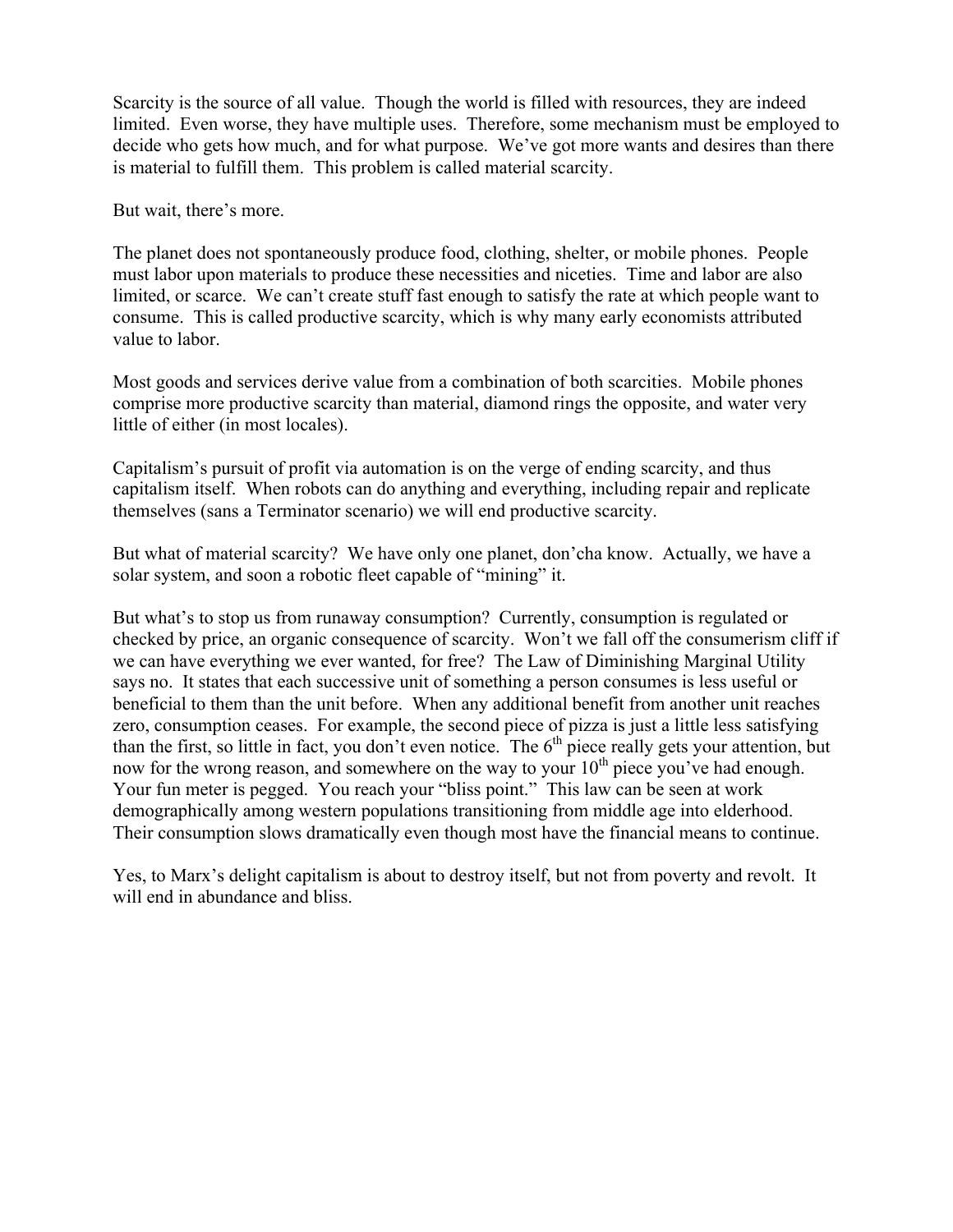Scarcity is the source of all value. Though the world is filled with resources, they are indeed limited. Even worse, they have multiple uses. Therefore, some mechanism must be employed to decide who gets how much, and for what purpose. We've got more wants and desires than there is material to fulfill them. This problem is called material scarcity.

But wait, there's more.

The planet does not spontaneously produce food, clothing, shelter, or mobile phones. People must labor upon materials to produce these necessities and niceties. Time and labor are also limited, or scarce. We can't create stuff fast enough to satisfy the rate at which people want to consume. This is called productive scarcity, which is why many early economists attributed value to labor.

Most goods and services derive value from a combination of both scarcities. Mobile phones comprise more productive scarcity than material, diamond rings the opposite, and water very little of either (in most locales).

Capitalism's pursuit of profit via automation is on the verge of ending scarcity, and thus capitalism itself. When robots can do anything and everything, including repair and replicate themselves (sans a Terminator scenario) we will end productive scarcity.

But what of material scarcity? We have only one planet, don'cha know. Actually, we have a solar system, and soon a robotic fleet capable of "mining" it.

But what's to stop us from runaway consumption? Currently, consumption is regulated or checked by price, an organic consequence of scarcity. Won't we fall off the consumerism cliff if we can have everything we ever wanted, for free? The Law of Diminishing Marginal Utility says no. It states that each successive unit of something a person consumes is less useful or beneficial to them than the unit before. When any additional benefit from another unit reaches zero, consumption ceases. For example, the second piece of pizza is just a little less satisfying than the first, so little in fact, you don't even notice. The 6th piece really gets your attention, but now for the wrong reason, and somewhere on the way to your 10th piece you've had enough. Your fun meter is pegged. You reach your "bliss point." This law can be seen at work demographically among western populations transitioning from middle age into elderhood. Their consumption slows dramatically even though most have the financial means to continue.

Yes, to Marx's delight capitalism is about to destroy itself, but not from poverty and revolt. It will end in abundance and bliss.